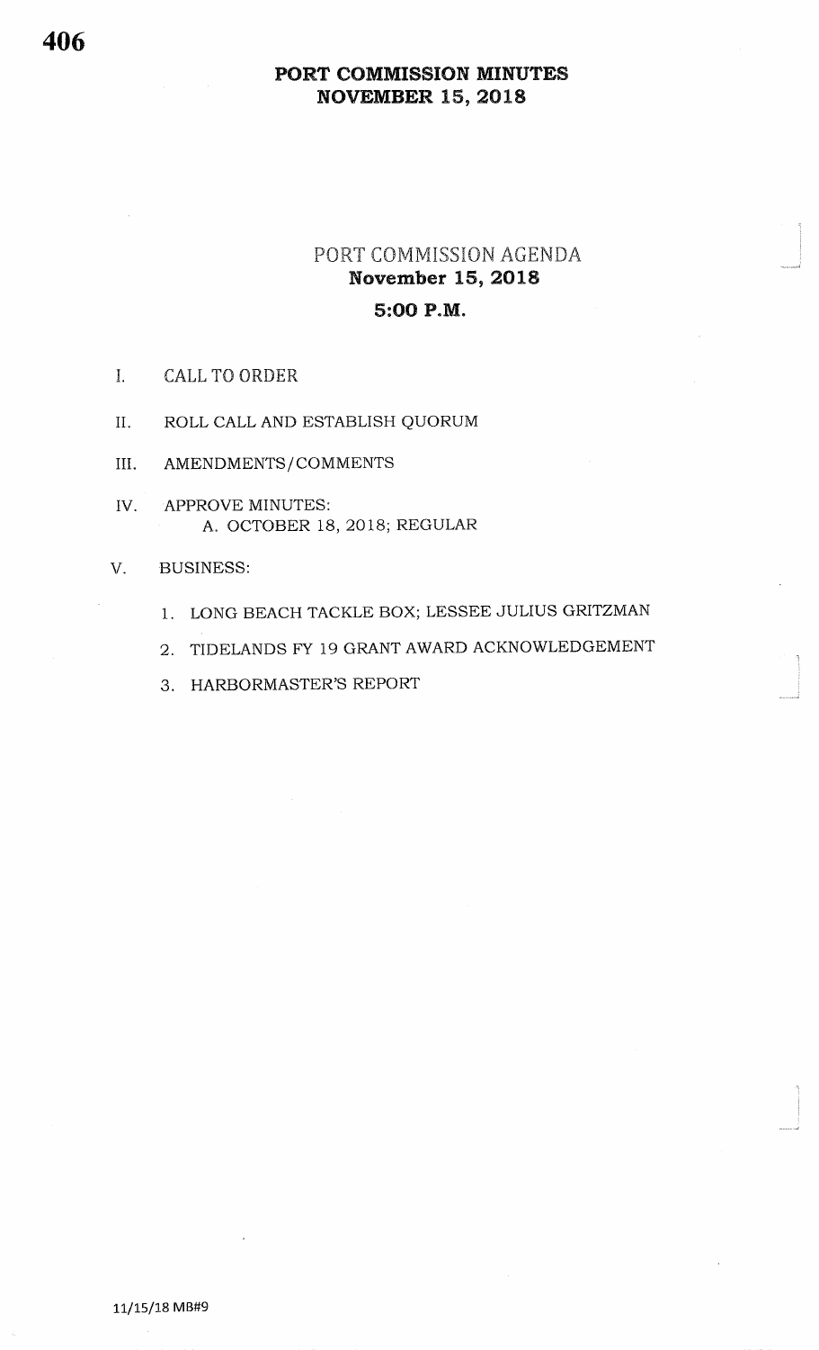# PORT COMMISSION MINUTES
# NOVEMBER 15, 2018

## PORT COMMISSION AGENDA
**November 15, 2018**

**5:00 P.M.**

I. CALL TO ORDER

II. ROLL CALL AND ESTABLISH QUORUM

III. AMENDMENTS/COMMENTS

IV. APPROVE MINUTES:
   A. OCTOBER 18, 2018; REGULAR

V. BUSINESS:

   1. LONG BEACH TACKLE BOX; LESSEE JULIUS GRITZMAN
   2. TIDELANDS FY 19 GRANT AWARD ACKNOWLEDGEMENT
   3. HARBORMASTER'S REPORT

11/15/18 MB#9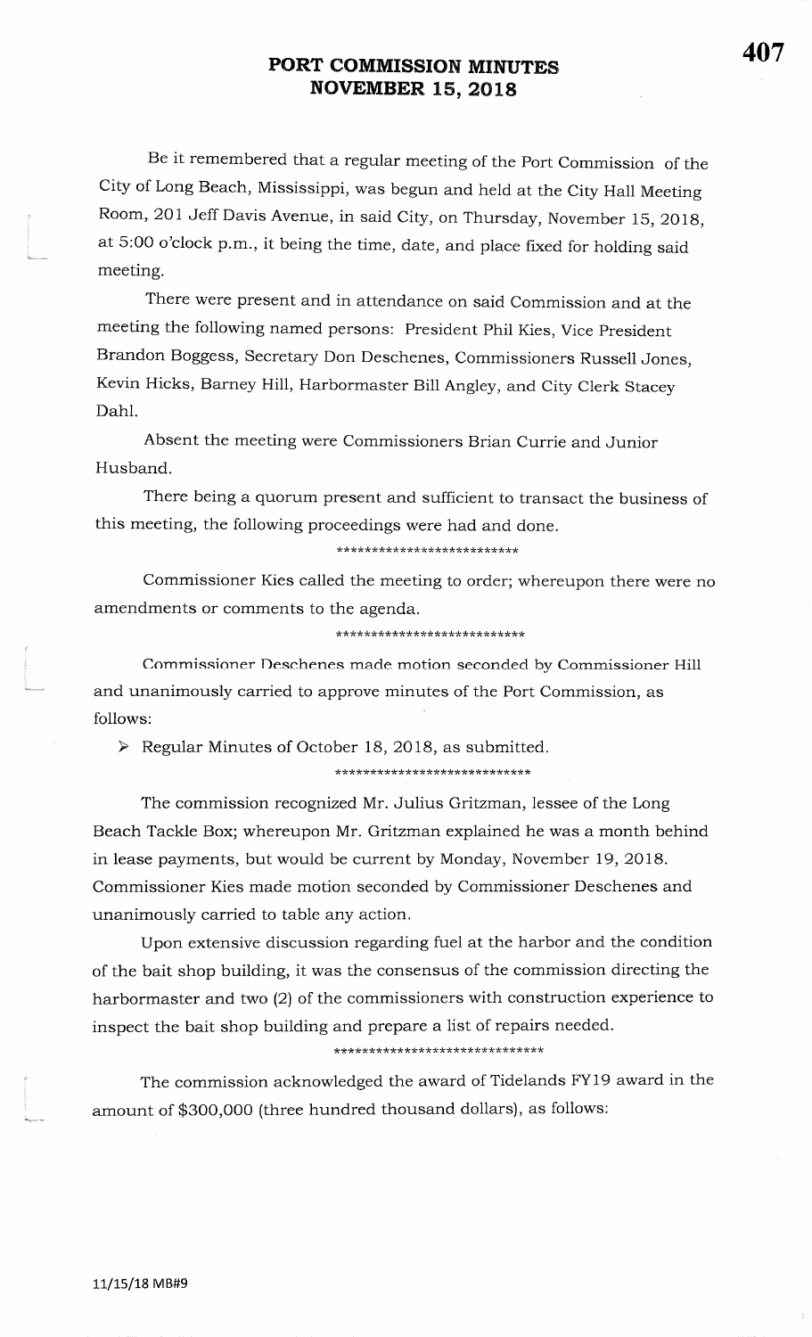# PORT COMMISSION MINUTES
# NOVEMBER 15, 2018

Be it remembered that a regular meeting of the Port Commission of the City of Long Beach, Mississippi, was begun and held at the City Hall Meeting Room, 201 Jeff Davis Avenue, in said City, on Thursday, November 15, 2018, at 5:00 o'clock p.m., it being the time, date, and place fixed for holding said meeting.

There were present and in attendance on said Commission and at the meeting the following named persons: President Phil Kies, Vice President Brandon Boggess, Secretary Don Deschenes, Commissioners Russell Jones, Kevin Hicks, Barney Hill, Harbormaster Bill Angley, and City Clerk Stacey Dahl.

Absent the meeting were Commissioners Brian Currie and Junior Husband.

There being a quorum present and sufficient to transact the business of this meeting, the following proceedings were had and done.

**************************

Commissioner Kies called the meeting to order; whereupon there were no amendments or comments to the agenda.

***************************

Commissioner Deschenes made motion seconded by Commissioner Hill and unanimously carried to approve minutes of the Port Commission, as follows:

- Regular Minutes of October 18, 2018, as submitted.

****************************

The commission recognized Mr. Julius Gritzman, lessee of the Long Beach Tackle Box; whereupon Mr. Gritzman explained he was a month behind in lease payments, but would be current by Monday, November 19, 2018. Commissioner Kies made motion seconded by Commissioner Deschenes and unanimously carried to table any action.

Upon extensive discussion regarding fuel at the harbor and the condition of the bait shop building, it was the consensus of the commission directing the harbormaster and two (2) of the commissioners with construction experience to inspect the bait shop building and prepare a list of repairs needed.

******************************

The commission acknowledged the award of Tidelands FY19 award in the amount of $300,000 (three hundred thousand dollars), as follows:

11/15/18 MB#9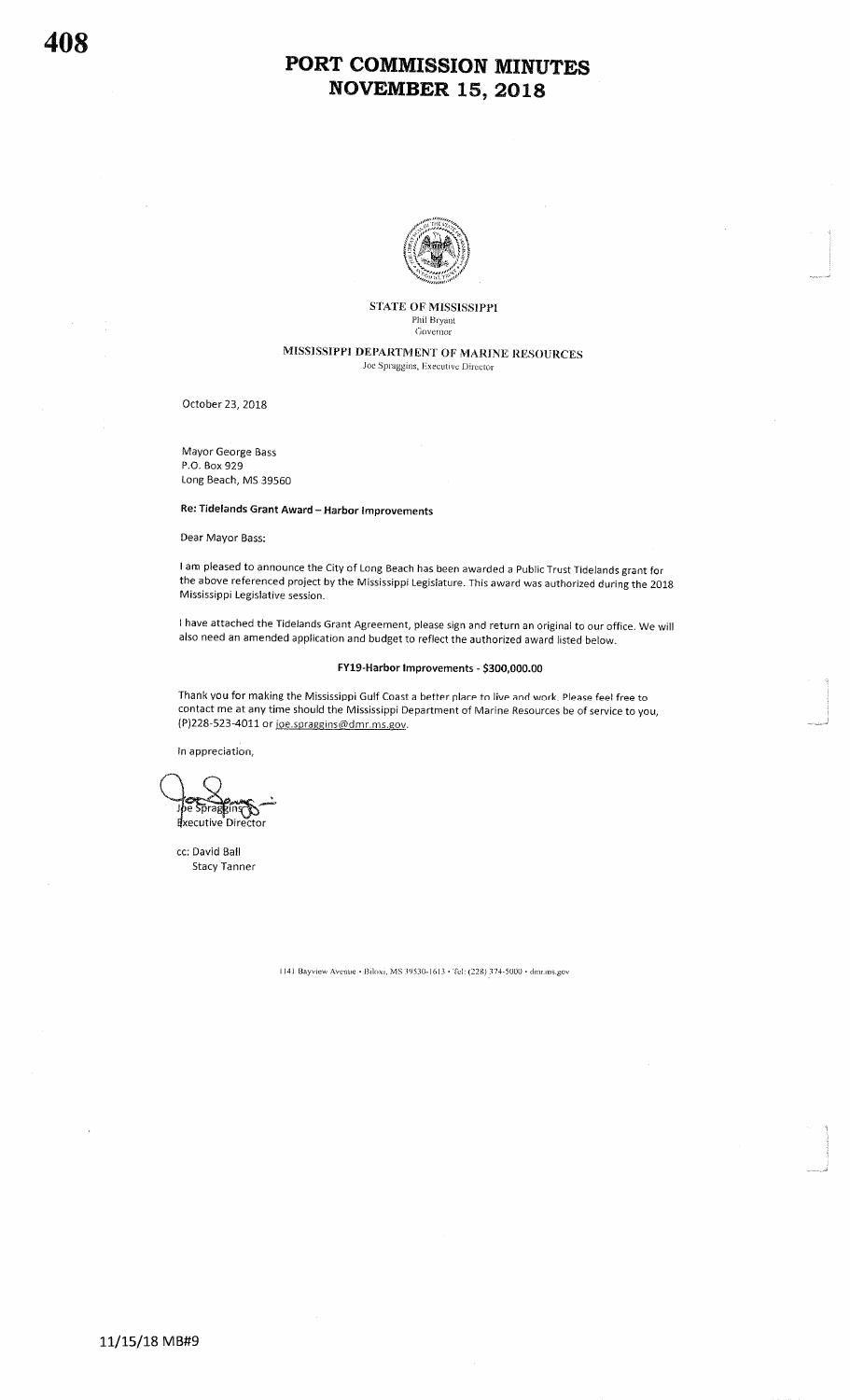# PORT COMMISSION MINUTES
# NOVEMBER 15, 2018

STATE OF MISSISSIPPI
Phil Bryant
Governor

MISSISSIPPI DEPARTMENT OF MARINE RESOURCES
Joe Spraggins, Executive Director

October 23, 2018

Mayor George Bass
P.O. Box 929
Long Beach, MS 39560

**Re: Tidelands Grant Award – Harbor Improvements**

Dear Mayor Bass:

I am pleased to announce the City of Long Beach has been awarded a Public Trust Tidelands grant for the above referenced project by the Mississippi Legislature. This award was authorized during the 2018 Mississippi Legislative session.

I have attached the Tidelands Grant Agreement, please sign and return an original to our office. We will also need an amended application and budget to reflect the authorized award listed below.

**FY19-Harbor Improvements - $300,000.00**

Thank you for making the Mississippi Gulf Coast a better place to live and work. Please feel free to contact me at any time should the Mississippi Department of Marine Resources be of service to you, (P)228-523-4011 or joe.spraggins@dmr.ms.gov.

In appreciation,

Joe Spraggins
Executive Director

cc: David Ball
Stacy Tanner

1141 Bayview Avenue • Biloxi, MS 39530-1613 • Tel: (228) 374-5000 • dmr.ms.gov

11/15/18 MB#9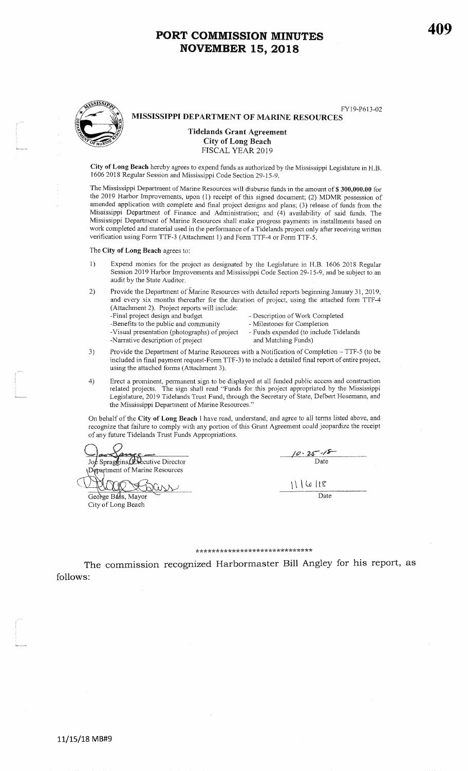FY19-P613-02

**MISSISSIPPI DEPARTMENT OF MARINE RESOURCES**

**Tidelands Grant Agreement**
**City of Long Beach**
FISCAL YEAR 2019

**City of Long Beach** hereby agrees to expend funds as authorized by the Mississippi Legislature in H.B. 1606 2018 Regular Session and Mississippi Code Section 29-15-9.

The Mississippi Department of Marine Resources will disburse funds in the amount of **$ 300,000.00** for the 2019 Harbor Improvements, upon (1) receipt of this signed document; (2) MDMR possession of amended application with complete and final project designs and plans; (3) release of funds from the Mississippi Department of Finance and Administration; and (4) availability of said funds. The Mississippi Department of Marine Resources shall make progress payments in installments based on work completed and material used in the performance of a Tidelands project only after receiving written verification using Form TTF-3 (Attachment 1) and Form TTF-4 or Form TTF-5.

The **City of Long Beach** agrees to:

1) Expend monies for the project as designated by the Legislature in H.B. 1606 2018 Regular Session 2019 Harbor Improvements and Mississippi Code Section 29-15-9, and be subject to an audit by the State Auditor.

2) Provide the Department of Marine Resources with detailed reports beginning January 31, 2019, and every six months thereafter for the duration of project, using the attached form TTF-4 (Attachment 2). Project reports will include:
   - Final project design and budget
   - Benefits to the public and community
   - Visual presentation (photographs) of project
   - Narrative description of project
   - Description of Work Completed
   - Milestones for Completion
   - Funds expended (to include Tidelands and Matching Funds)

3) Provide the Department of Marine Resources with a Notification of Completion – TTF-5 (to be included in final payment request-Form TTF-3) to include a detailed final report of entire project, using the attached forms (Attachment 3).

4) Erect a prominent, permanent sign to be displayed at all funded public access and construction related projects. The sign shall read "Funds for this project appropriated by the Mississippi Legislature, 2019 Tidelands Trust Fund, through the Secretary of State, Delbert Hosemann, and the Mississippi Department of Marine Resources."

On behalf of the **City of Long Beach** I have read, understand, and agree to all terms listed above, and recognize that failure to comply with any portion of this Grant Agreement could jeopardize the receipt of any future Tidelands Trust Funds Appropriations.

Joe Spraggins, Executive Director
Department of Marine Resources
Date: 10-25-18

George Bass, Mayor
City of Long Beach
Date: 11/6/18

*****************************

The commission recognized Harbormaster Bill Angley for his report, as follows:

11/15/18 MB#9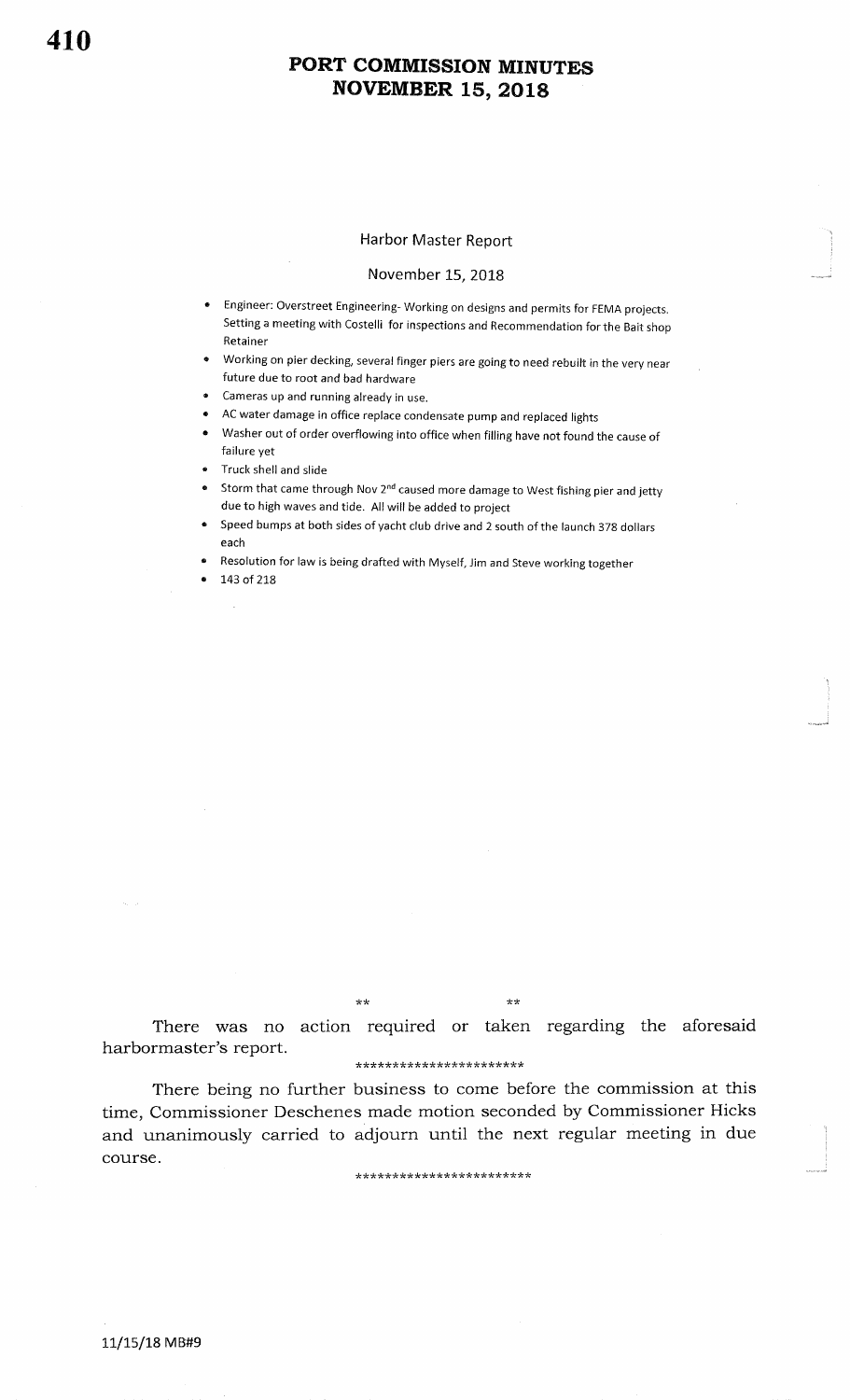# PORT COMMISSION MINUTES
# NOVEMBER 15, 2018

## Harbor Master Report

November 15, 2018

- Engineer: Overstreet Engineering- Working on designs and permits for FEMA projects. Setting a meeting with Costelli for inspections and Recommendation for the Bait shop Retainer
- Working on pier decking, several finger piers are going to need rebuilt in the very near future due to root and bad hardware
- Cameras up and running already in use.
- AC water damage in office replace condensate pump and replaced lights
- Washer out of order overflowing into office when filling have not found the cause of failure yet
- Truck shell and slide
- Storm that came through Nov 2nd caused more damage to West fishing pier and jetty due to high waves and tide. All will be added to project
- Speed bumps at both sides of yacht club drive and 2 south of the launch 378 dollars each
- Resolution for law is being drafted with Myself, Jim and Steve working together
- 143 of 218

** **

There was no action required or taken regarding the aforesaid harbormaster's report.

**********************

There being no further business to come before the commission at this time, Commissioner Deschenes made motion seconded by Commissioner Hicks and unanimously carried to adjourn until the next regular meeting in due course.

************************

11/15/18 MB#9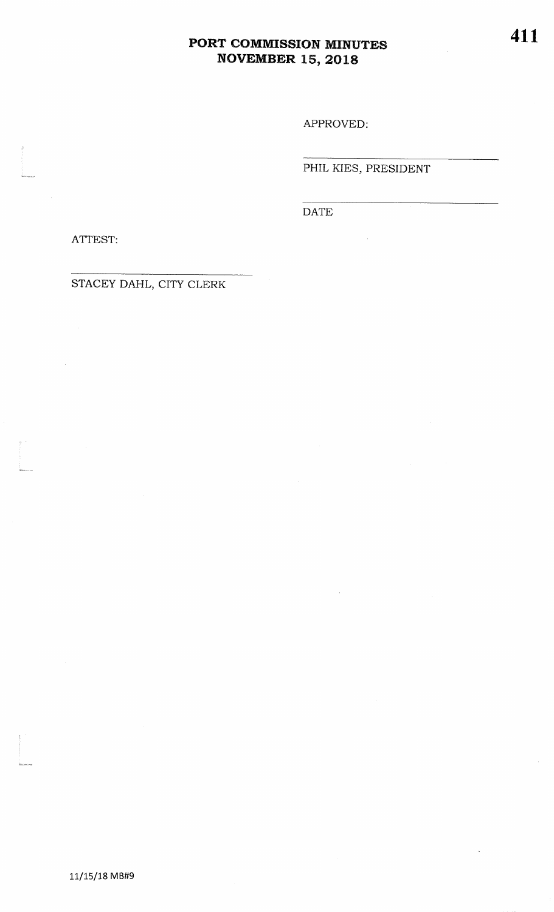APPROVED:

PHIL KIES, PRESIDENT

DATE

ATTEST:

STACEY DAHL, CITY CLERK

11/15/18 MB#9